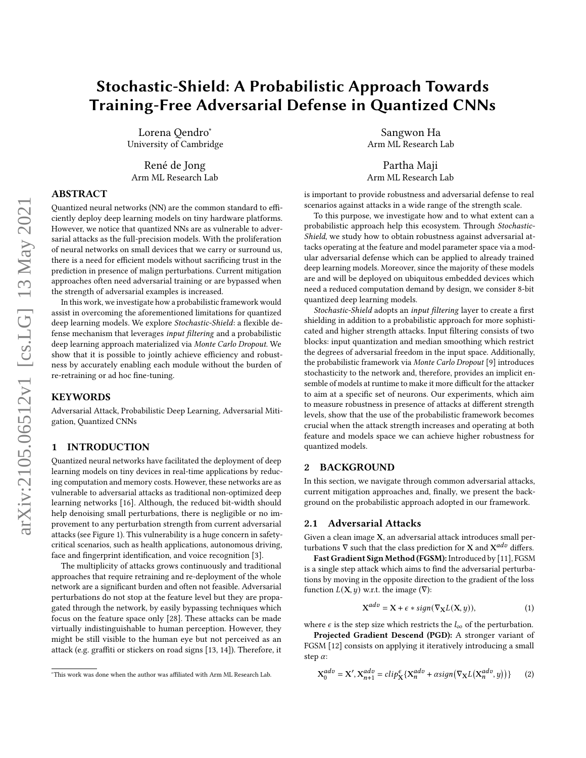# Stochastic-Shield: A Probabilistic Approach Towards Training-Free Adversarial Defense in Quantized CNNs

Lorena Qendro*
University of Cambridge

Sangwon Ha
Arm ML Research Lab

René de Jong
Arm ML Research Lab

Partha Maji
Arm ML Research Lab

## ABSTRACT

Quantized neural networks (NN) are the common standard to efficiently deploy deep learning models on tiny hardware platforms. However, we notice that quantized NNs are as vulnerable to adversarial attacks as the full-precision models. With the proliferation of neural networks on small devices that we carry or surround us, there is a need for efficient models without sacrificing trust in the prediction in presence of malign perturbations. Current mitigation approaches often need adversarial training or are bypassed when the strength of adversarial examples is increased.

In this work, we investigate how a probabilistic framework would assist in overcoming the aforementioned limitations for quantized deep learning models. We explore *Stochastic-Shield*: a flexible defense mechanism that leverages *input filtering* and a probabilistic deep learning approach materialized via *Monte Carlo Dropout*. We show that it is possible to jointly achieve efficiency and robustness by accurately enabling each module without the burden of re-retraining or ad hoc fine-tuning.

## KEYWORDS

Adversarial Attack, Probabilistic Deep Learning, Adversarial Mitigation, Quantized CNNs

## 1 INTRODUCTION

Quantized neural networks have facilitated the deployment of deep learning models on tiny devices in real-time applications by reducing computation and memory costs. However, these networks are as vulnerable to adversarial attacks as traditional non-optimized deep learning networks [16]. Although, the reduced bit-width should help denoising small perturbations, there is negligible or no improvement to any perturbation strength from current adversarial attacks (see Figure 1). This vulnerability is a huge concern in safety-critical scenarios, such as health applications, autonomous driving, face and fingerprint identification, and voice recognition [3].

The multiplicity of attacks grows continuously and traditional approaches that require retraining and re-deployment of the whole network are a significant burden and often not feasible. Adversarial perturbations do not stop at the feature level but they are propagated through the network, by easily bypassing techniques which focus on the feature space only [28]. These attacks can be made virtually indistinguishable to human perception. However, they might be still visible to the human eye but not perceived as an attack (e.g. graffiti or stickers on road signs [13, 14]). Therefore, it is important to provide robustness and adversarial defense to real scenarios against attacks in a wide range of the strength scale.

To this purpose, we investigate how and to what extent can a probabilistic approach help this ecosystem. Through *Stochastic-Shield*, we study how to obtain robustness against adversarial attacks operating at the feature and model parameter space via a modular adversarial defense which can be applied to already trained deep learning models. Moreover, since the majority of these models are and will be deployed on ubiquitous embedded devices which need a reduced computation demand by design, we consider 8-bit quantized deep learning models.

*Stochastic-Shield* adopts an *input filtering* layer to create a first shielding in addition to a probabilistic approach for more sophisticated and higher strength attacks. Input filtering consists of two blocks: input quantization and median smoothing which restrict the degrees of adversarial freedom in the input space. Additionally, the probabilistic framework via *Monte Carlo Dropout* [9] introduces stochasticity to the network and, therefore, provides an implicit ensemble of models at runtime to make it more difficult for the attacker to aim at a specific set of neurons. Our experiments, which aim to measure robustness in presence of attacks at different strength levels, show that the use of the probabilistic framework becomes crucial when the attack strength increases and operating at both feature and models space we can achieve higher robustness for quantized models.

## 2 BACKGROUND

In this section, we navigate through common adversarial attacks, current mitigation approaches and, finally, we present the background on the probabilistic approach adopted in our framework.

### 2.1 Adversarial Attacks

Given a clean image $\mathbf{X}$, an adversarial attack introduces small perturbations $\nabla$ such that the class prediction for $\mathbf{X}$ and $\mathbf{X}^{adv}$ differs.

**Fast Gradient Sign Method (FGSM):** Introduced by [11], FGSM is a single step attack which aims to find the adversarial perturbations by moving in the opposite direction to the gradient of the loss function $L(\mathbf{X}, y)$ w.r.t. the image ($\nabla$):

$$\mathbf{X}^{adv} = \mathbf{X} + \epsilon * sign(\nabla_{\mathbf{X}} L(\mathbf{X}, y)), \tag{1}$$

where $\epsilon$ is the step size which restricts the $l_\infty$ of the perturbation.

**Projected Gradient Descend (PGD):** A stronger variant of FGSM [12] consists on applying it iteratively introducing a small step $\alpha$:

$$\mathbf{X}_0^{adv} = \mathbf{X}', \mathbf{X}_{n+1}^{adv} = clip_{\mathbf{X}}^{\epsilon}\{\mathbf{X}_n^{adv} + \alpha sign\big(\nabla_{\mathbf{X}} L\big(\mathbf{X}_n^{adv}, y\big)\big)\} \tag{2}$$

*This work was done when the author was affiliated with Arm ML Research Lab.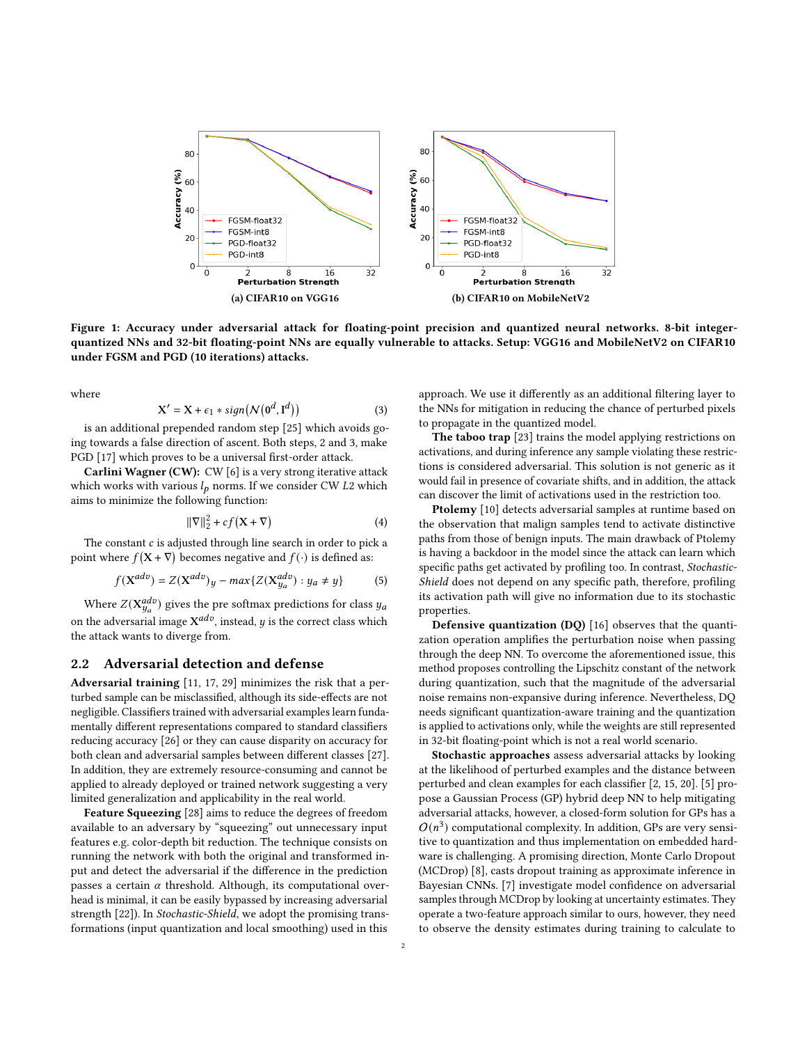(a) CIFAR10 on VGG16

(b) CIFAR10 on MobileNetV2

**Figure 1: Accuracy under adversarial attack for floating-point precision and quantized neural networks. 8-bit integer-quantized NNs and 32-bit floating-point NNs are equally vulnerable to attacks. Setup: VGG16 and MobileNetV2 on CIFAR10 under FGSM and PGD (10 iterations) attacks.**

where

$$\mathbf{X}' = \mathbf{X} + \epsilon_1 * sign\big(\mathcal{N}(\mathbf{0}^d, \mathbf{I}^d)\big) \tag{3}$$

is an additional prepended random step [25] which avoids going towards a false direction of ascent. Both steps, 2 and 3, make PGD [17] which proves to be a universal first-order attack.

**Carlini Wagner (CW):** CW [6] is a very strong iterative attack which works with various $l_p$ norms. If we consider CW $L2$ which aims to minimize the following function:

$$\|\nabla\|_2^2 + cf\big(\mathbf{X} + \nabla\big) \tag{4}$$

The constant $c$ is adjusted through line search in order to pick a point where $f\big(\mathbf{X} + \nabla\big)$ becomes negative and $f(\cdot)$ is defined as:

$$f(\mathbf{X}^{adv}) = Z(\mathbf{X}^{adv})_y - max\{Z(\mathbf{X}^{adv}_{y_a}) : y_a \neq y\} \tag{5}$$

Where $Z(\mathbf{X}^{adv}_{y_a})$ gives the pre softmax predictions for class $y_a$ on the adversarial image $\mathbf{X}^{adv}$, instead, $y$ is the correct class which the attack wants to diverge from.

## 2.2 Adversarial detection and defense

**Adversarial training** [11, 17, 29] minimizes the risk that a perturbed sample can be misclassified, although its side-effects are not negligible. Classifiers trained with adversarial examples learn fundamentally different representations compared to standard classifiers reducing accuracy [26] or they can cause disparity on accuracy for both clean and adversarial samples between different classes [27]. In addition, they are extremely resource-consuming and cannot be applied to already deployed or trained network suggesting a very limited generalization and applicability in the real world.

**Feature Squeezing** [28] aims to reduce the degrees of freedom available to an adversary by "squeezing" out unnecessary input features e.g. color-depth bit reduction. The technique consists on running the network with both the original and transformed input and detect the adversarial if the difference in the prediction passes a certain $\alpha$ threshold. Although, its computational overhead is minimal, it can be easily bypassed by increasing adversarial strength [22]). In *Stochastic-Shield*, we adopt the promising transformations (input quantization and local smoothing) used in this approach. We use it differently as an additional filtering layer to the NNs for mitigation in reducing the chance of perturbed pixels to propagate in the quantized model.

**The taboo trap** [23] trains the model applying restrictions on activations, and during inference any sample violating these restrictions is considered adversarial. This solution is not generic as it would fail in presence of covariate shifts, and in addition, the attack can discover the limit of activations used in the restriction too.

**Ptolemy** [10] detects adversarial samples at runtime based on the observation that malign samples tend to activate distinctive paths from those of benign inputs. The main drawback of Ptolemy is having a backdoor in the model since the attack can learn which specific paths get activated by profiling too. In contrast, *Stochastic-Shield* does not depend on any specific path, therefore, profiling its activation path will give no information due to its stochastic properties.

**Defensive quantization (DQ)** [16] observes that the quantization operation amplifies the perturbation noise when passing through the deep NN. To overcome the aforementioned issue, this method proposes controlling the Lipschitz constant of the network during quantization, such that the magnitude of the adversarial noise remains non-expansive during inference. Nevertheless, DQ needs significant quantization-aware training and the quantization is applied to activations only, while the weights are still represented in 32-bit floating-point which is not a real world scenario.

**Stochastic approaches** assess adversarial attacks by looking at the likelihood of perturbed examples and the distance between perturbed and clean examples for each classifier [2, 15, 20]. [5] propose a Gaussian Process (GP) hybrid deep NN to help mitigating adversarial attacks, however, a closed-form solution for GPs has a $O(n^3)$ computational complexity. In addition, GPs are very sensitive to quantization and thus implementation on embedded hardware is challenging. A promising direction, Monte Carlo Dropout (MCDrop) [8], casts dropout training as approximate inference in Bayesian CNNs. [7] investigate model confidence on adversarial samples through MCDrop by looking at uncertainty estimates. They operate a two-feature approach similar to ours, however, they need to observe the density estimates during training to calculate to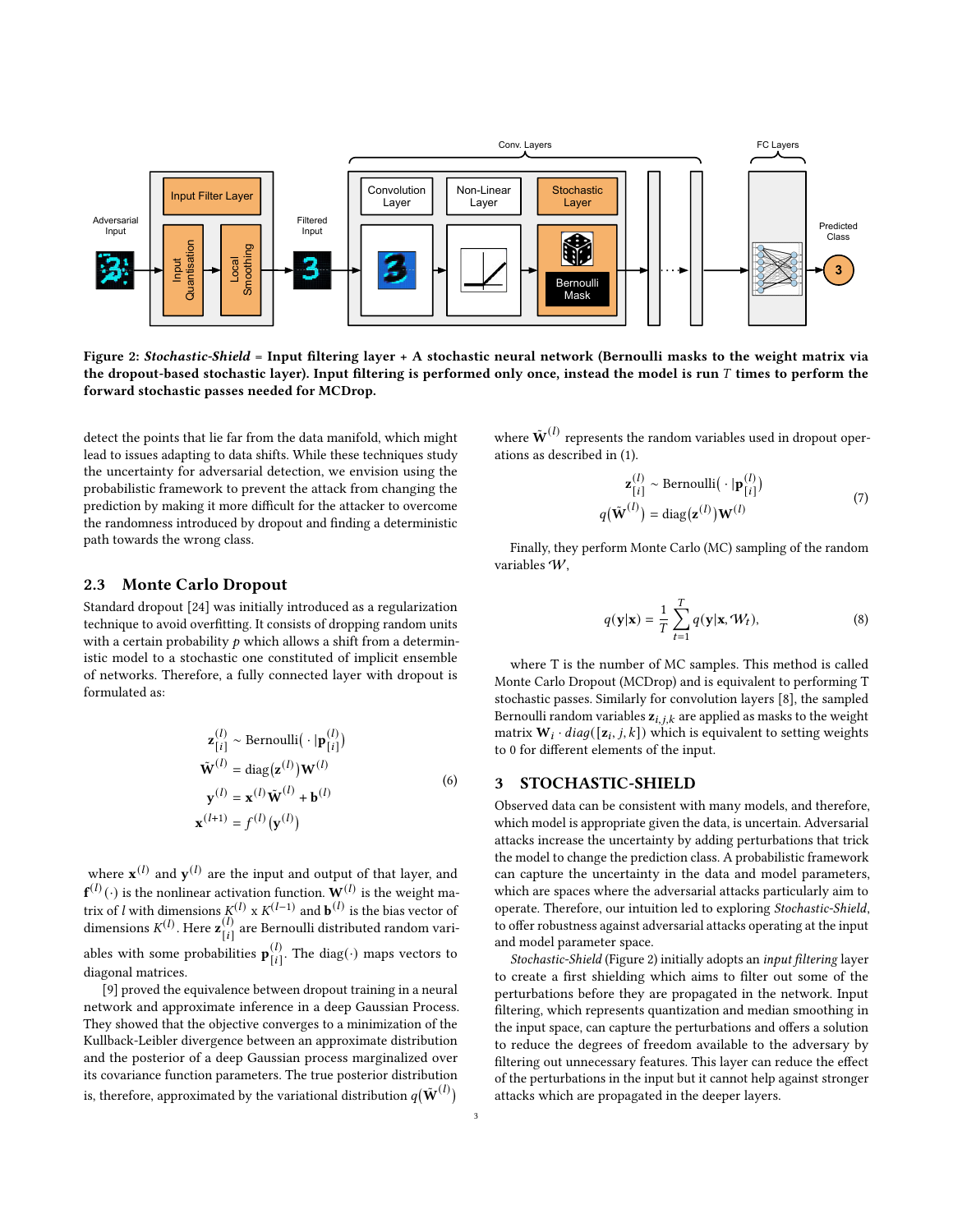Figure 2: *Stochastic-Shield* = Input filtering layer + A stochastic neural network (Bernoulli masks to the weight matrix via the dropout-based stochastic layer). Input filtering is performed only once, instead the model is run $T$ times to perform the forward stochastic passes needed for MCDrop.

detect the points that lie far from the data manifold, which might lead to issues adapting to data shifts. While these techniques study the uncertainty for adversarial detection, we envision using the probabilistic framework to prevent the attack from changing the prediction by making it more difficult for the attacker to overcome the randomness introduced by dropout and finding a deterministic path towards the wrong class.

## 2.3 Monte Carlo Dropout

Standard dropout [24] was initially introduced as a regularization technique to avoid overfitting. It consists of dropping random units with a certain probability $p$ which allows a shift from a deterministic model to a stochastic one constituted of implicit ensemble of networks. Therefore, a fully connected layer with dropout is formulated as:

$$
\begin{aligned}
\mathbf{z}^{(l)}_{[i]} &\sim \text{Bernoulli}(\,\cdot\,|\mathbf{p}^{(l)}_{[i]}) \\
\tilde{\mathbf{W}}^{(l)} &= \text{diag}(\mathbf{z}^{(l)})\mathbf{W}^{(l)} \\
\mathbf{y}^{(l)} &= \mathbf{x}^{(l)}\tilde{\mathbf{W}}^{(l)} + \mathbf{b}^{(l)} \\
\mathbf{x}^{(l+1)} &= f^{(l)}(\mathbf{y}^{(l)})
\end{aligned}
\tag{6}
$$

where $\mathbf{x}^{(l)}$ and $\mathbf{y}^{(l)}$ are the input and output of that layer, and $\mathbf{f}^{(l)}(\cdot)$ is the nonlinear activation function. $\mathbf{W}^{(l)}$ is the weight matrix of $l$ with dimensions $K^{(l)}$ x $K^{(l-1)}$ and $\mathbf{b}^{(l)}$ is the bias vector of dimensions $K^{(l)}$. Here $\mathbf{z}^{(l)}_{[i]}$ are Bernoulli distributed random variables with some probabilities $\mathbf{p}^{(l)}_{[i]}$. The diag$(\cdot)$ maps vectors to diagonal matrices.

[9] proved the equivalence between dropout training in a neural network and approximate inference in a deep Gaussian Process. They showed that the objective converges to a minimization of the Kullback-Leibler divergence between an approximate distribution and the posterior of a deep Gaussian process marginalized over its covariance function parameters. The true posterior distribution is, therefore, approximated by the variational distribution $q(\tilde{\mathbf{W}}^{(l)})$ where $\tilde{\mathbf{W}}^{(l)}$ represents the random variables used in dropout operations as described in (1).

$$
\begin{aligned}
\mathbf{z}^{(l)}_{[i]} &\sim \text{Bernoulli}(\,\cdot\,|\mathbf{p}^{(l)}_{[i]}) \\
q(\tilde{\mathbf{W}}^{(l)}) &= \text{diag}(\mathbf{z}^{(l)})\mathbf{W}^{(l)}
\end{aligned}
\tag{7}
$$

Finally, they perform Monte Carlo (MC) sampling of the random variables $\mathcal{W}$,

$$
q(\mathbf{y}|\mathbf{x}) = \frac{1}{T}\sum_{t=1}^{T} q(\mathbf{y}|\mathbf{x}, \mathcal{W}_t), \tag{8}
$$

where T is the number of MC samples. This method is called Monte Carlo Dropout (MCDrop) and is equivalent to performing T stochastic passes. Similarly for convolution layers [8], the sampled Bernoulli random variables $\mathbf{z}_{i,j,k}$ are applied as masks to the weight matrix $\mathbf{W}_i \cdot diag([\mathbf{z}_i, j, k])$ which is equivalent to setting weights to 0 for different elements of the input.

# 3 STOCHASTIC-SHIELD

Observed data can be consistent with many models, and therefore, which model is appropriate given the data, is uncertain. Adversarial attacks increase the uncertainty by adding perturbations that trick the model to change the prediction class. A probabilistic framework can capture the uncertainty in the data and model parameters, which are spaces where the adversarial attacks particularly aim to operate. Therefore, our intuition led to exploring *Stochastic-Shield*, to offer robustness against adversarial attacks operating at the input and model parameter space.

*Stochastic-Shield* (Figure 2) initially adopts an *input filtering* layer to create a first shielding which aims to filter out some of the perturbations before they are propagated in the network. Input filtering, which represents quantization and median smoothing in the input space, can capture the perturbations and offers a solution to reduce the degrees of freedom available to the adversary by filtering out unnecessary features. This layer can reduce the effect of the perturbations in the input but it cannot help against stronger attacks which are propagated in the deeper layers.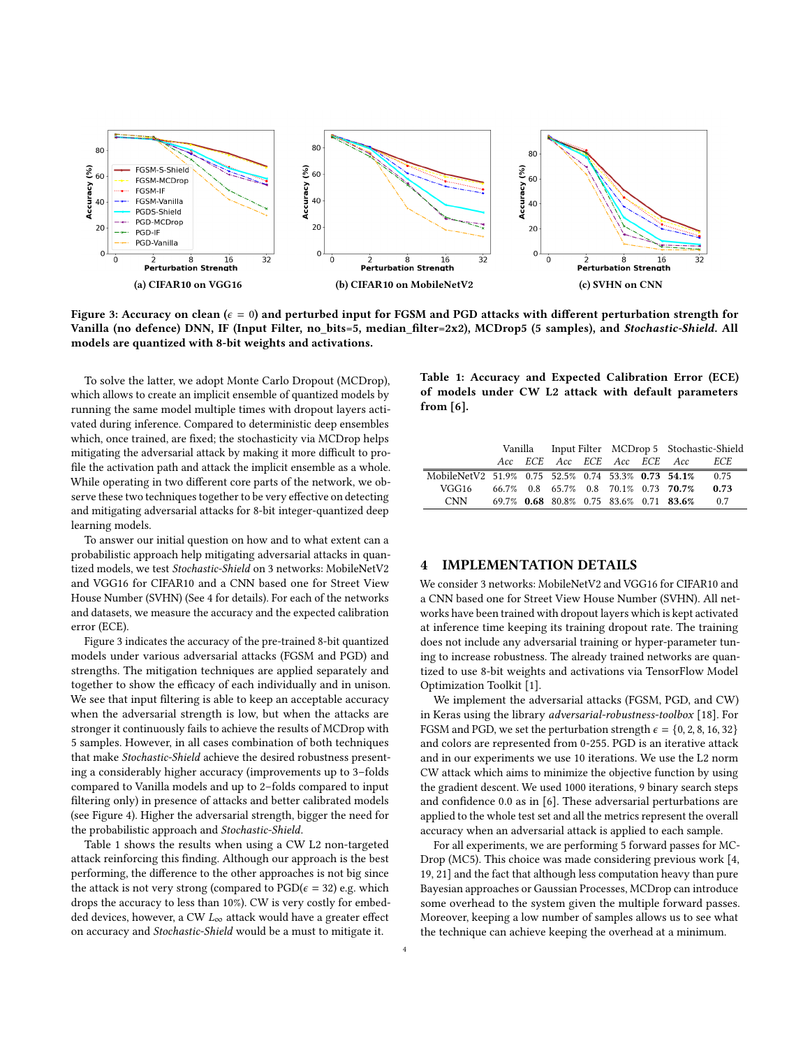Figure 3: Accuracy on clean ($\epsilon = 0$) and perturbed input for FGSM and PGD attacks with different perturbation strength for Vanilla (no defence) DNN, IF (Input Filter, no_bits=5, median_filter=2x2), MCDrop5 (5 samples), and *Stochastic-Shield*. All models are quantized with 8-bit weights and activations.

(a) CIFAR10 on VGG16

(b) CIFAR10 on MobileNetV2

(c) SVHN on CNN

To solve the latter, we adopt Monte Carlo Dropout (MCDrop), which allows to create an implicit ensemble of quantized models by running the same model multiple times with dropout layers activated during inference. Compared to deterministic deep ensembles which, once trained, are fixed; the stochasticity via MCDrop helps mitigating the adversarial attack by making it more difficult to profile the activation path and attack the implicit ensemble as a whole. While operating in two different core parts of the network, we observe these two techniques together to be very effective on detecting and mitigating adversarial attacks for 8-bit integer-quantized deep learning models.

To answer our initial question on how and to what extent can a probabilistic approach help mitigating adversarial attacks in quantized models, we test *Stochastic-Shield* on 3 networks: MobileNetV2 and VGG16 for CIFAR10 and a CNN based one for Street View House Number (SVHN) (See 4 for details). For each of the networks and datasets, we measure the accuracy and the expected calibration error (ECE).

Figure 3 indicates the accuracy of the pre-trained 8-bit quantized models under various adversarial attacks (FGSM and PGD) and strengths. The mitigation techniques are applied separately and together to show the efficacy of each individually and in unison. We see that input filtering is able to keep an acceptable accuracy when the adversarial strength is low, but when the attacks are stronger it continuously fails to achieve the results of MCDrop with 5 samples. However, in all cases combination of both techniques that make *Stochastic-Shield* achieve the desired robustness presenting a considerably higher accuracy (improvements up to 3–folds compared to Vanilla models and up to 2–folds compared to input filtering only) in presence of attacks and better calibrated models (see Figure 4). Higher the adversarial strength, bigger the need for the probabilistic approach and *Stochastic-Shield*.

Table 1 shows the results when using a CW L2 non-targeted attack reinforcing this finding. Although our approach is the best performing, the difference to the other approaches is not big since the attack is not very strong (compared to PGD($\epsilon = 32$) e.g. which drops the accuracy to less than 10%). CW is very costly for embedded devices, however, a CW $L_\infty$ attack would have a greater effect on accuracy and *Stochastic-Shield* would be a must to mitigate it.

**Table 1: Accuracy and Expected Calibration Error (ECE) of models under CW L2 attack with default parameters from [6].**

| | Vanilla | | Input Filter | | MCDrop 5 | | Stochastic-Shield | |
|---|---|---|---|---|---|---|---|---|
| | *Acc* | *ECE* | *Acc* | *ECE* | *Acc* | *ECE* | *Acc* | *ECE* |
| MobileNetV2 | 51.9% | 0.75 | 52.5% | 0.74 | 53.3% | **0.73** | **54.1%** | 0.75 |
| VGG16 | 66.7% | 0.8 | 65.7% | 0.8 | 70.1% | 0.73 | **70.7%** | **0.73** |
| CNN | 69.7% | **0.68** | 80.8% | 0.75 | 83.6% | 0.71 | **83.6%** | 0.7 |

## 4 IMPLEMENTATION DETAILS

We consider 3 networks: MobileNetV2 and VGG16 for CIFAR10 and a CNN based one for Street View House Number (SVHN). All networks have been trained with dropout layers which is kept activated at inference time keeping its training dropout rate. The training does not include any adversarial training or hyper-parameter tuning to increase robustness. The already trained networks are quantized to use 8-bit weights and activations via TensorFlow Model Optimization Toolkit [1].

We implement the adversarial attacks (FGSM, PGD, and CW) in Keras using the library *adversarial-robustness-toolbox* [18]. For FGSM and PGD, we set the perturbation strength $\epsilon = \{0, 2, 8, 16, 32\}$ and colors are represented from 0-255. PGD is an iterative attack and in our experiments we use 10 iterations. We use the L2 norm CW attack which aims to minimize the objective function by using the gradient descent. We used 1000 iterations, 9 binary search steps and confidence 0.0 as in [6]. These adversarial perturbations are applied to the whole test set and all the metrics represent the overall accuracy when an adversarial attack is applied to each sample.

For all experiments, we are performing 5 forward passes for MCDrop (MC5). This choice was made considering previous work [4, 19, 21] and the fact that although less computation heavy than pure Bayesian approaches or Gaussian Processes, MCDrop can introduce some overhead to the system given the multiple forward passes. Moreover, keeping a low number of samples allows us to see what the technique can achieve keeping the overhead at a minimum.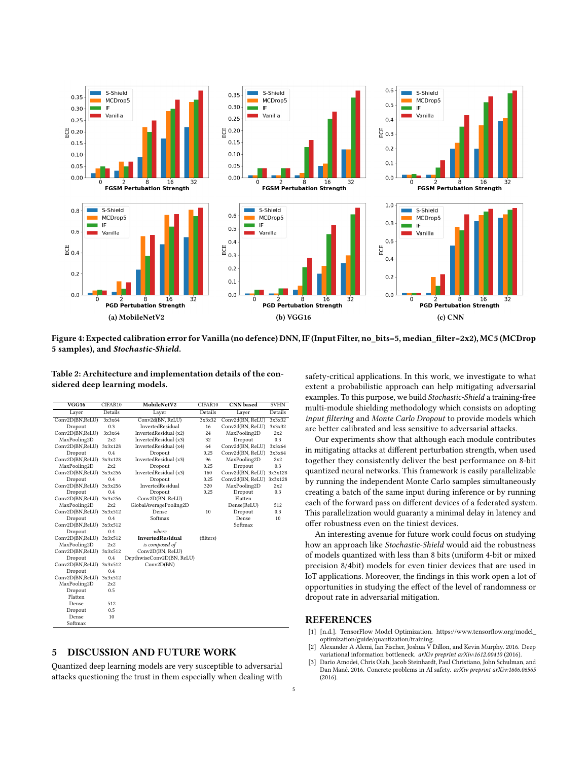Figure 4: Expected calibration error for Vanilla (no defence) DNN, IF (Input Filter, no_bits=5, median_filter=2x2), MC5 (MCDrop 5 samples), and *Stochastic-Shield*.

Table 2: Architecture and implementation details of the considered deep learning models.

| VGG16 | CIFAR10 | MobileNetV2 | CIFAR10 | CNN based | SVHN |
|---|---|---|---|---|---|
| Layer | Details | Layer | Details | Layer | Details |
| Conv2D(BN,ReLU) | 3x3x64 | Conv2D(BN, ReLU) | 3x3x32 | Conv2d(BN, ReLU) | 3x3x32 |
| Dropout | 0.3 | InvertedResidual | 16 | Conv2d(BN, ReLU) | 3x3x32 |
| Conv2D(BN,ReLU) | 3x3x64 | InvertedResidual (x2) | 24 | MaxPooling2D | 2x2 |
| MaxPooling2D | 2x2 | InvertedResidual (x3) | 32 | Dropout | 0.3 |
| Conv2D(BN,ReLU) | 3x3x128 | InvertedResidual (x4) | 64 | Conv2d(BN, ReLU) | 3x3x64 |
| Dropout | 0.4 | Dropout | 0.25 | Conv2d(BN, ReLU) | 3x3x64 |
| Conv2D(BN,ReLU) | 3x3x128 | InvertedResidual (x3) | 96 | MaxPooling2D | 2x2 |
| MaxPooling2D | 2x2 | Dropout | 0.25 | Dropout | 0.3 |
| Conv2D(BN,ReLU) | 3x3x256 | InvertedResidual (x3) | 160 | Conv2d(BN, ReLU) | 3x3x128 |
| Dropout | 0.4 | Dropout | 0.25 | Conv2d(BN, ReLU) | 3x3x128 |
| Conv2D(BN,ReLU) | 3x3x256 | InvertedResidual | 320 | MaxPooling2D | 2x2 |
| Dropout | 0.4 | Dropout | 0.25 | Dropout | 0.3 |
| Conv2D(BN,ReLU) | 3x3x256 | Conv2D(BN, ReLU) | | Flatten | |
| MaxPooling2D | 2x2 | GlobalAveragePooling2D | | Dense(ReLU) | 512 |
| Conv2D(BN,ReLU) | 3x3x512 | Dense | 10 | Dropout | 0.3 |
| Dropout | 0.4 | Softmax | | Dense | 10 |
| Conv2D(BN,ReLU) | 3x3x512 | | | Softmax | |
| Dropout | 0.4 | *where* | | | |
| Conv2D(BN,ReLU) | 3x3x512 | **InvertedResidual** | (filters) | | |
| MaxPooling2D | 2x2 | *is composed of* | | | |
| Conv2D(BN,ReLU) | 3x3x512 | Conv2D(BN, ReLU) | | | |
| Dropout | 0.4 | DepthwiseConv2D(BN, ReLU) | | | |
| Conv2D(BN,ReLU) | 3x3x512 | Conv2D(BN) | | | |
| Dropout | 0.4 | | | | |
| Conv2D(BN,ReLU) | 3x3x512 | | | | |
| MaxPooling2D | 2x2 | | | | |
| Dropout | 0.5 | | | | |
| Flatten | | | | | |
| Dense | 512 | | | | |
| Dropout | 0.5 | | | | |
| Dense | 10 | | | | |
| Softmax | | | | | |

## 5 DISCUSSION AND FUTURE WORK

Quantized deep learning models are very susceptible to adversarial attacks questioning the trust in them especially when dealing with safety-critical applications. In this work, we investigate to what extent a probabilistic approach can help mitigating adversarial examples. To this purpose, we build *Stochastic-Shield* a training-free multi-module shielding methodology which consists on adopting *input filtering* and *Monte Carlo Dropout* to provide models which are better calibrated and less sensitive to adversarial attacks.

Our experiments show that although each module contributes in mitigating attacks at different perturbation strength, when used together they consistently deliver the best performance on 8-bit quantized neural networks. This framework is easily parallelizable by running the independent Monte Carlo samples simultaneously creating a batch of the same input during inference or by running each of the forward pass on different devices of a federated system. This parallelization would guaranty a minimal delay in latency and offer robustness even on the tiniest devices.

An interesting avenue for future work could focus on studying how an approach like *Stochastic-Shield* would aid the robustness of models quantized with less than 8 bits (uniform 4-bit or mixed precision 8/4bit) models for even tinier devices that are used in IoT applications. Moreover, the findings in this work open a lot of opportunities in studying the effect of the level of randomness or dropout rate in adversarial mitigation.

## REFERENCES

[1] [n.d.]. TensorFlow Model Optimization. https://www.tensorflow.org/model_optimization/guide/quantization/training.

[2] Alexander A Alemi, Ian Fischer, Joshua V Dillon, and Kevin Murphy. 2016. Deep variational information bottleneck. *arXiv preprint arXiv:1612.00410* (2016).

[3] Dario Amodei, Chris Olah, Jacob Steinhardt, Paul Christiano, John Schulman, and Dan Mané. 2016. Concrete problems in AI safety. *arXiv preprint arXiv:1606.06565* (2016).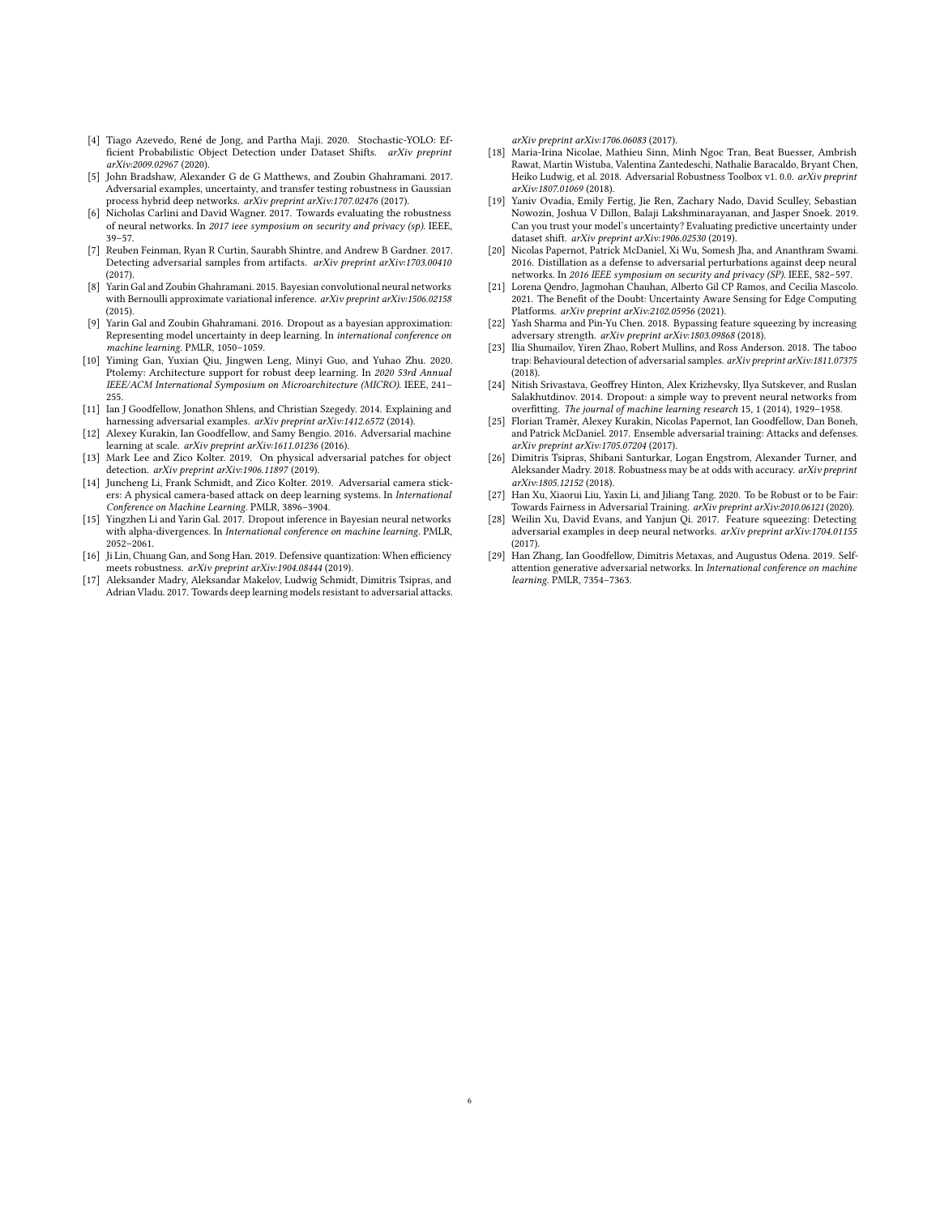- [4] Tiago Azevedo, René de Jong, and Partha Maji. 2020. Stochastic-YOLO: Efficient Probabilistic Object Detection under Dataset Shifts. *arXiv preprint arXiv:2009.02967* (2020).
- [5] John Bradshaw, Alexander G de G Matthews, and Zoubin Ghahramani. 2017. Adversarial examples, uncertainty, and transfer testing robustness in Gaussian process hybrid deep networks. *arXiv preprint arXiv:1707.02476* (2017).
- [6] Nicholas Carlini and David Wagner. 2017. Towards evaluating the robustness of neural networks. In *2017 ieee symposium on security and privacy (sp)*. IEEE, 39–57.
- [7] Reuben Feinman, Ryan R Curtin, Saurabh Shintre, and Andrew B Gardner. 2017. Detecting adversarial samples from artifacts. *arXiv preprint arXiv:1703.00410* (2017).
- [8] Yarin Gal and Zoubin Ghahramani. 2015. Bayesian convolutional neural networks with Bernoulli approximate variational inference. *arXiv preprint arXiv:1506.02158* (2015).
- [9] Yarin Gal and Zoubin Ghahramani. 2016. Dropout as a bayesian approximation: Representing model uncertainty in deep learning. In *international conference on machine learning*. PMLR, 1050–1059.
- [10] Yiming Gan, Yuxian Qiu, Jingwen Leng, Minyi Guo, and Yuhao Zhu. 2020. Ptolemy: Architecture support for robust deep learning. In *2020 53rd Annual IEEE/ACM International Symposium on Microarchitecture (MICRO)*. IEEE, 241–255.
- [11] Ian J Goodfellow, Jonathon Shlens, and Christian Szegedy. 2014. Explaining and harnessing adversarial examples. *arXiv preprint arXiv:1412.6572* (2014).
- [12] Alexey Kurakin, Ian Goodfellow, and Samy Bengio. 2016. Adversarial machine learning at scale. *arXiv preprint arXiv:1611.01236* (2016).
- [13] Mark Lee and Zico Kolter. 2019. On physical adversarial patches for object detection. *arXiv preprint arXiv:1906.11897* (2019).
- [14] Juncheng Li, Frank Schmidt, and Zico Kolter. 2019. Adversarial camera stickers: A physical camera-based attack on deep learning systems. In *International Conference on Machine Learning*. PMLR, 3896–3904.
- [15] Yingzhen Li and Yarin Gal. 2017. Dropout inference in Bayesian neural networks with alpha-divergences. In *International conference on machine learning*. PMLR, 2052–2061.
- [16] Ji Lin, Chuang Gan, and Song Han. 2019. Defensive quantization: When efficiency meets robustness. *arXiv preprint arXiv:1904.08444* (2019).
- [17] Aleksander Madry, Aleksandar Makelov, Ludwig Schmidt, Dimitris Tsipras, and Adrian Vladu. 2017. Towards deep learning models resistant to adversarial attacks. *arXiv preprint arXiv:1706.06083* (2017).
- [18] Maria-Irina Nicolae, Mathieu Sinn, Minh Ngoc Tran, Beat Buesser, Ambrish Rawat, Martin Wistuba, Valentina Zantedeschi, Nathalie Baracaldo, Bryant Chen, Heiko Ludwig, et al. 2018. Adversarial Robustness Toolbox v1. 0.0. *arXiv preprint arXiv:1807.01069* (2018).
- [19] Yaniv Ovadia, Emily Fertig, Jie Ren, Zachary Nado, David Sculley, Sebastian Nowozin, Joshua V Dillon, Balaji Lakshminarayanan, and Jasper Snoek. 2019. Can you trust your model's uncertainty? Evaluating predictive uncertainty under dataset shift. *arXiv preprint arXiv:1906.02530* (2019).
- [20] Nicolas Papernot, Patrick McDaniel, Xi Wu, Somesh Jha, and Ananthram Swami. 2016. Distillation as a defense to adversarial perturbations against deep neural networks. In *2016 IEEE symposium on security and privacy (SP)*. IEEE, 582–597.
- [21] Lorena Qendro, Jagmohan Chauhan, Alberto Gil CP Ramos, and Cecilia Mascolo. 2021. The Benefit of the Doubt: Uncertainty Aware Sensing for Edge Computing Platforms. *arXiv preprint arXiv:2102.05956* (2021).
- [22] Yash Sharma and Pin-Yu Chen. 2018. Bypassing feature squeezing by increasing adversary strength. *arXiv preprint arXiv:1803.09868* (2018).
- [23] Ilia Shumailov, Yiren Zhao, Robert Mullins, and Ross Anderson. 2018. The taboo trap: Behavioural detection of adversarial samples. *arXiv preprint arXiv:1811.07375* (2018).
- [24] Nitish Srivastava, Geoffrey Hinton, Alex Krizhevsky, Ilya Sutskever, and Ruslan Salakhutdinov. 2014. Dropout: a simple way to prevent neural networks from overfitting. *The journal of machine learning research* 15, 1 (2014), 1929–1958.
- [25] Florian Tramèr, Alexey Kurakin, Nicolas Papernot, Ian Goodfellow, Dan Boneh, and Patrick McDaniel. 2017. Ensemble adversarial training: Attacks and defenses. *arXiv preprint arXiv:1705.07204* (2017).
- [26] Dimitris Tsipras, Shibani Santurkar, Logan Engstrom, Alexander Turner, and Aleksander Madry. 2018. Robustness may be at odds with accuracy. *arXiv preprint arXiv:1805.12152* (2018).
- [27] Han Xu, Xiaorui Liu, Yaxin Li, and Jiliang Tang. 2020. To be Robust or to be Fair: Towards Fairness in Adversarial Training. *arXiv preprint arXiv:2010.06121* (2020).
- [28] Weilin Xu, David Evans, and Yanjun Qi. 2017. Feature squeezing: Detecting adversarial examples in deep neural networks. *arXiv preprint arXiv:1704.01155* (2017).
- [29] Han Zhang, Ian Goodfellow, Dimitris Metaxas, and Augustus Odena. 2019. Self-attention generative adversarial networks. In *International conference on machine learning*. PMLR, 7354–7363.